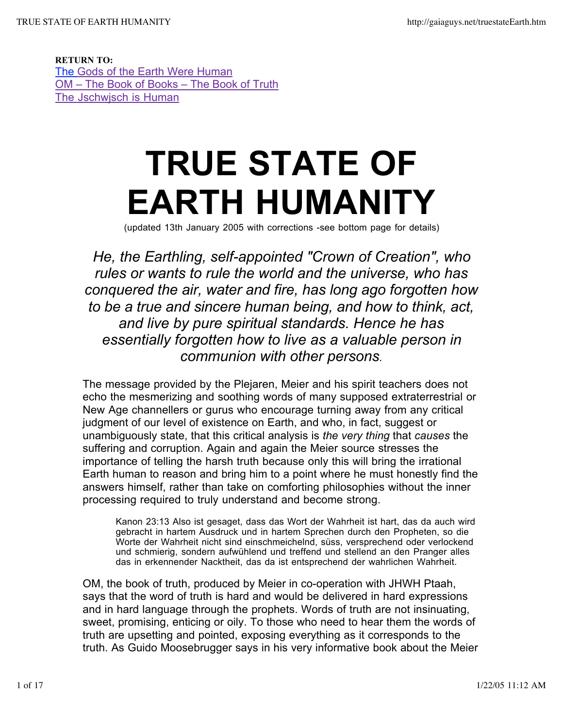**RETURN TO:**
The Gods of the Earth Were Human
OM – The Book of Books – The Book of Truth
The Jschwjsch is Human

# TRUE STATE OF EARTH HUMANITY

(updated 13th January 2005 with corrections -see bottom page for details)

*He, the Earthling, self-appointed "Crown of Creation", who rules or wants to rule the world and the universe, who has conquered the air, water and fire, has long ago forgotten how to be a true and sincere human being, and how to think, act, and live by pure spiritual standards. Hence he has essentially forgotten how to live as a valuable person in communion with other persons.*

The message provided by the Plejaren, Meier and his spirit teachers does not echo the mesmerizing and soothing words of many supposed extraterrestrial or New Age channellers or gurus who encourage turning away from any critical judgment of our level of existence on Earth, and who, in fact, suggest or unambiguously state, that this critical analysis is *the very thing* that *causes* the suffering and corruption. Again and again the Meier source stresses the importance of telling the harsh truth because only this will bring the irrational Earth human to reason and bring him to a point where he must honestly find the answers himself, rather than take on comforting philosophies without the inner processing required to truly understand and become strong.

> Kanon 23:13 Also ist gesaget, dass das Wort der Wahrheit ist hart, das da auch wird gebracht in hartem Ausdruck und in hartem Sprechen durch den Propheten, so die Worte der Wahrheit nicht sind einschmeichelnd, süss, versprechend oder verlockend und schmierig, sondern aufwühlend und treffend und stellend an den Pranger alles das in erkennender Nacktheit, das da ist entsprechend der wahrlichen Wahrheit.

OM, the book of truth, produced by Meier in co-operation with JHWH Ptaah, says that the word of truth is hard and would be delivered in hard expressions and in hard language through the prophets. Words of truth are not insinuating, sweet, promising, enticing or oily. To those who need to hear them the words of truth are upsetting and pointed, exposing everything as it corresponds to the truth. As Guido Moosebrugger says in his very informative book about the Meier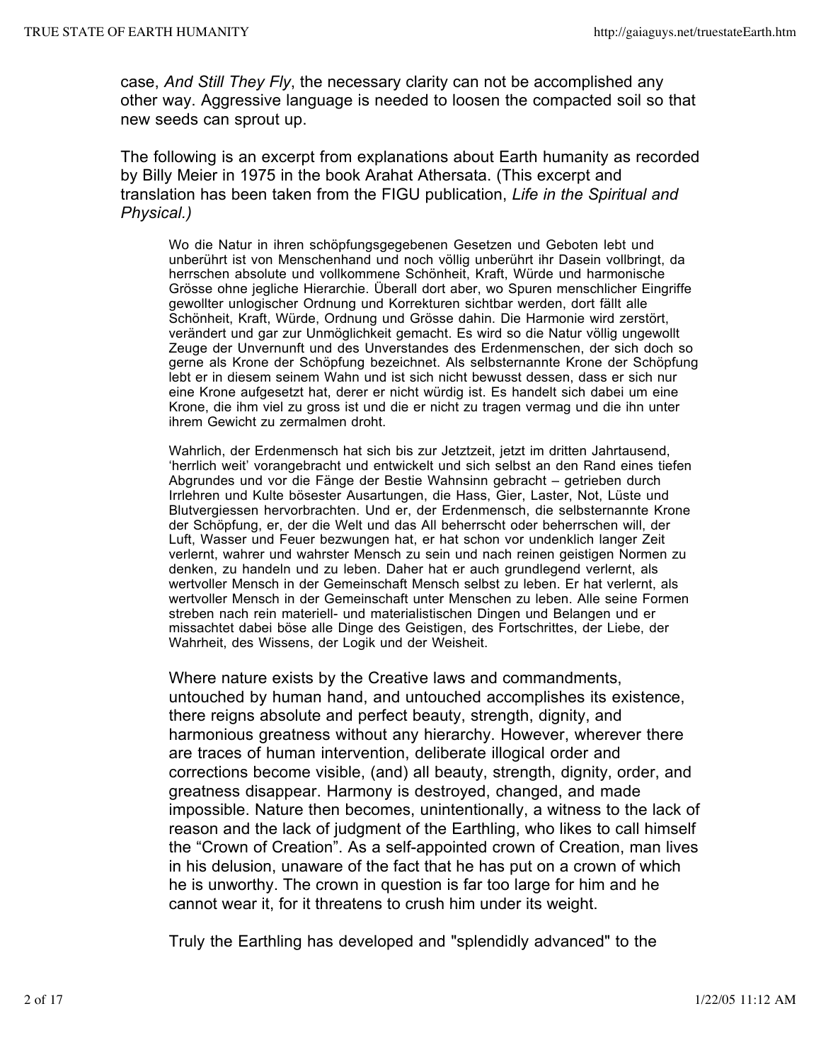case, *And Still They Fly*, the necessary clarity can not be accomplished any other way. Aggressive language is needed to loosen the compacted soil so that new seeds can sprout up.

The following is an excerpt from explanations about Earth humanity as recorded by Billy Meier in 1975 in the book Arahat Athersata. (This excerpt and translation has been taken from the FIGU publication, *Life in the Spiritual and Physical.)*

> Wo die Natur in ihren schöpfungsgegebenen Gesetzen und Geboten lebt und unberührt ist von Menschenhand und noch völlig unberührt ihr Dasein vollbringt, da herrschen absolute und vollkommene Schönheit, Kraft, Würde und harmonische Grösse ohne jegliche Hierarchie. Überall dort aber, wo Spuren menschlicher Eingriffe gewollter unlogischer Ordnung und Korrekturen sichtbar werden, dort fällt alle Schönheit, Kraft, Würde, Ordnung und Grösse dahin. Die Harmonie wird zerstört, verändert und gar zur Unmöglichkeit gemacht. Es wird so die Natur völlig ungewollt Zeuge der Unvernunft und des Unverstandes des Erdenmenschen, der sich doch so gerne als Krone der Schöpfung bezeichnet. Als selbsternannte Krone der Schöpfung lebt er in diesem seinem Wahn und ist sich nicht bewusst dessen, dass er sich nur eine Krone aufgesetzt hat, derer er nicht würdig ist. Es handelt sich dabei um eine Krone, die ihm viel zu gross ist und die er nicht zu tragen vermag und die ihn unter ihrem Gewicht zu zermalmen droht.
>
> Wahrlich, der Erdenmensch hat sich bis zur Jetztzeit, jetzt im dritten Jahrtausend, 'herrlich weit' vorangebracht und entwickelt und sich selbst an den Rand eines tiefen Abgrundes und vor die Fänge der Bestie Wahnsinn gebracht – getrieben durch Irrlehren und Kulte bösester Ausartungen, die Hass, Gier, Laster, Not, Lüste und Blutvergiessen hervorbrachten. Und er, der Erdenmensch, die selbsternannte Krone der Schöpfung, er, der die Welt und das All beherrscht oder beherrschen will, der Luft, Wasser und Feuer bezwungen hat, er hat schon vor undenklich langer Zeit verlernt, wahrer und wahrster Mensch zu sein und nach reinen geistigen Normen zu denken, zu handeln und zu leben. Daher hat er auch grundlegend verlernt, als wertvoller Mensch in der Gemeinschaft Mensch selbst zu leben. Er hat verlernt, als wertvoller Mensch in der Gemeinschaft unter Menschen zu leben. Alle seine Formen streben nach rein materiell- und materialistischen Dingen und Belangen und er missachtet dabei böse alle Dinge des Geistigen, des Fortschrittes, der Liebe, der Wahrheit, des Wissens, der Logik und der Weisheit.
>
> Where nature exists by the Creative laws and commandments, untouched by human hand, and untouched accomplishes its existence, there reigns absolute and perfect beauty, strength, dignity, and harmonious greatness without any hierarchy. However, wherever there are traces of human intervention, deliberate illogical order and corrections become visible, (and) all beauty, strength, dignity, order, and greatness disappear. Harmony is destroyed, changed, and made impossible. Nature then becomes, unintentionally, a witness to the lack of reason and the lack of judgment of the Earthling, who likes to call himself the "Crown of Creation". As a self-appointed crown of Creation, man lives in his delusion, unaware of the fact that he has put on a crown of which he is unworthy. The crown in question is far too large for him and he cannot wear it, for it threatens to crush him under its weight.
>
> Truly the Earthling has developed and "splendidly advanced" to the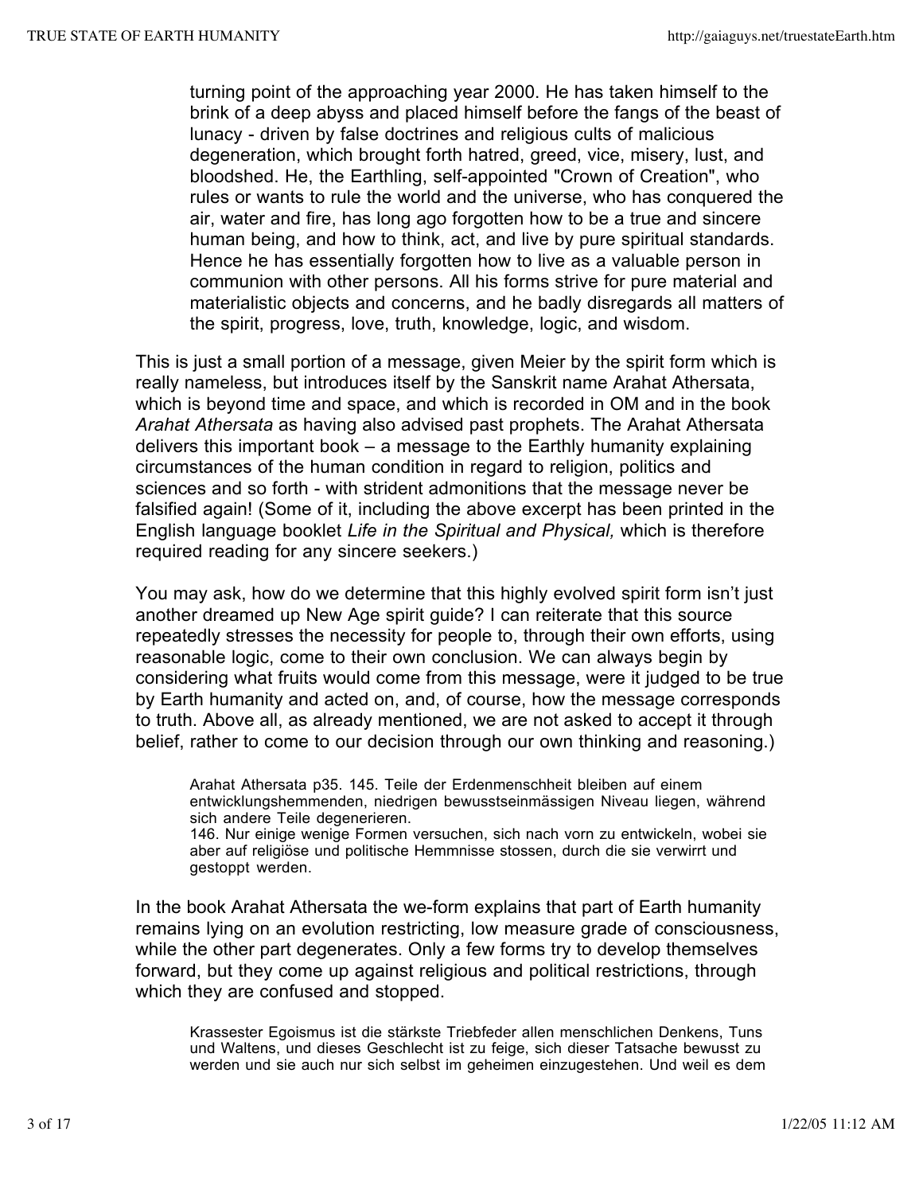> turning point of the approaching year 2000. He has taken himself to the brink of a deep abyss and placed himself before the fangs of the beast of lunacy - driven by false doctrines and religious cults of malicious degeneration, which brought forth hatred, greed, vice, misery, lust, and bloodshed. He, the Earthling, self-appointed "Crown of Creation", who rules or wants to rule the world and the universe, who has conquered the air, water and fire, has long ago forgotten how to be a true and sincere human being, and how to think, act, and live by pure spiritual standards. Hence he has essentially forgotten how to live as a valuable person in communion with other persons. All his forms strive for pure material and materialistic objects and concerns, and he badly disregards all matters of the spirit, progress, love, truth, knowledge, logic, and wisdom.

This is just a small portion of a message, given Meier by the spirit form which is really nameless, but introduces itself by the Sanskrit name Arahat Athersata, which is beyond time and space, and which is recorded in OM and in the book *Arahat Athersata* as having also advised past prophets. The Arahat Athersata delivers this important book – a message to the Earthly humanity explaining circumstances of the human condition in regard to religion, politics and sciences and so forth - with strident admonitions that the message never be falsified again! (Some of it, including the above excerpt has been printed in the English language booklet *Life in the Spiritual and Physical,* which is therefore required reading for any sincere seekers.)

You may ask, how do we determine that this highly evolved spirit form isn't just another dreamed up New Age spirit guide? I can reiterate that this source repeatedly stresses the necessity for people to, through their own efforts, using reasonable logic, come to their own conclusion. We can always begin by considering what fruits would come from this message, were it judged to be true by Earth humanity and acted on, and, of course, how the message corresponds to truth. Above all, as already mentioned, we are not asked to accept it through belief, rather to come to our decision through our own thinking and reasoning.)

> Arahat Athersata p35. 145. Teile der Erdenmenschheit bleiben auf einem entwicklungshemmenden, niedrigen bewusstseinmässigen Niveau liegen, während sich andere Teile degenerieren.
> 146. Nur einige wenige Formen versuchen, sich nach vorn zu entwickeln, wobei sie aber auf religiöse und politische Hemmnisse stossen, durch die sie verwirrt und gestoppt werden.

In the book Arahat Athersata the we-form explains that part of Earth humanity remains lying on an evolution restricting, low measure grade of consciousness, while the other part degenerates. Only a few forms try to develop themselves forward, but they come up against religious and political restrictions, through which they are confused and stopped.

> Krassester Egoismus ist die stärkste Triebfeder allen menschlichen Denkens, Tuns und Waltens, und dieses Geschlecht ist zu feige, sich dieser Tatsache bewusst zu werden und sie auch nur sich selbst im geheimen einzugestehen. Und weil es dem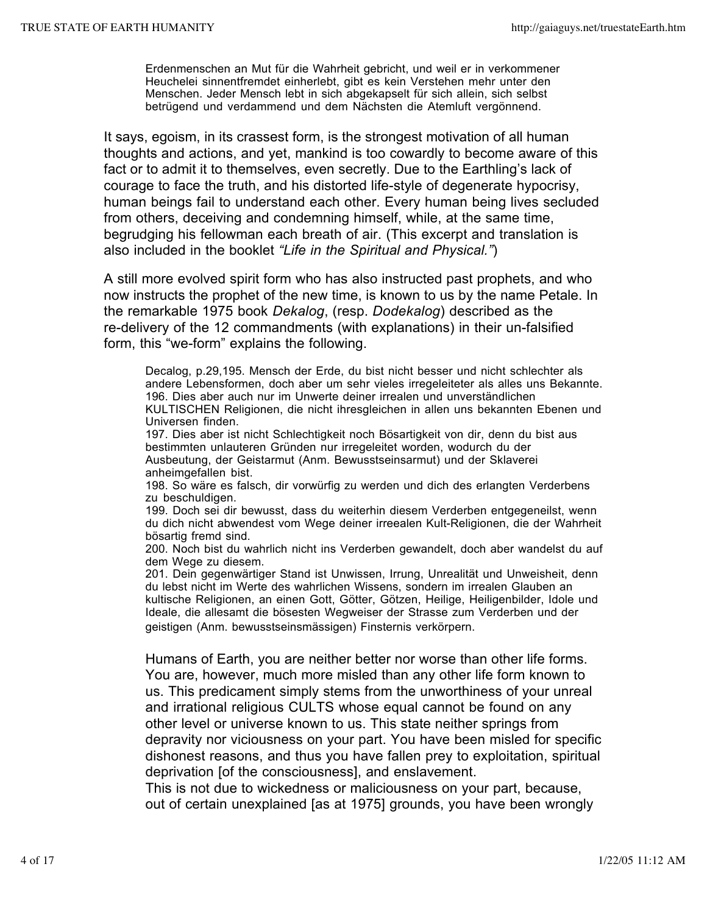> Erdenmenschen an Mut für die Wahrheit gebricht, und weil er in verkommener Heuchelei sinnentfremdet einherlebt, gibt es kein Verstehen mehr unter den Menschen. Jeder Mensch lebt in sich abgekapselt für sich allein, sich selbst betrügend und verdammend und dem Nächsten die Atemluft vergönnend.

It says, egoism, in its crassest form, is the strongest motivation of all human thoughts and actions, and yet, mankind is too cowardly to become aware of this fact or to admit it to themselves, even secretly. Due to the Earthling's lack of courage to face the truth, and his distorted life-style of degenerate hypocrisy, human beings fail to understand each other. Every human being lives secluded from others, deceiving and condemning himself, while, at the same time, begrudging his fellowman each breath of air. (This excerpt and translation is also included in the booklet *"Life in the Spiritual and Physical."*)

A still more evolved spirit form who has also instructed past prophets, and who now instructs the prophet of the new time, is known to us by the name Petale. In the remarkable 1975 book *Dekalog*, (resp. *Dodekalog*) described as the re-delivery of the 12 commandments (with explanations) in their un-falsified form, this "we-form" explains the following.

> Decalog, p.29,195. Mensch der Erde, du bist nicht besser und nicht schlechter als andere Lebensformen, doch aber um sehr vieles irregeleiteter als alles uns Bekannte.
> 196. Dies aber auch nur im Unwerte deiner irrealen und unverständlichen KULTISCHEN Religionen, die nicht ihresgleichen in allen uns bekannten Ebenen und Universen finden.
> 197. Dies aber ist nicht Schlechtigkeit noch Bösartigkeit von dir, denn du bist aus bestimmten unlauteren Gründen nur irregeleitet worden, wodurch du der Ausbeutung, der Geistarmut (Anm. Bewusstseinsarmut) und der Sklaverei anheimgefallen bist.
> 198. So wäre es falsch, dir vorwürfig zu werden und dich des erlangten Verderbens zu beschuldigen.
> 199. Doch sei dir bewusst, dass du weiterhin diesem Verderben entgegeneilst, wenn du dich nicht abwendest vom Wege deiner irreealen Kult-Religionen, die der Wahrheit bösartig fremd sind.
> 200. Noch bist du wahrlich nicht ins Verderben gewandelt, doch aber wandelst du auf dem Wege zu diesem.
> 201. Dein gegenwärtiger Stand ist Unwissen, Irrung, Unrealität und Unweisheit, denn du lebst nicht im Werte des wahrlichen Wissens, sondern im irrealen Glauben an kultische Religionen, an einen Gott, Götter, Götzen, Heilige, Heiligenbilder, Idole und Ideale, die allesamt die bösesten Wegweiser der Strasse zum Verderben und der geistigen (Anm. bewusstseinsmässigen) Finsternis verkörpern.

> Humans of Earth, you are neither better nor worse than other life forms. You are, however, much more misled than any other life form known to us. This predicament simply stems from the unworthiness of your unreal and irrational religious CULTS whose equal cannot be found on any other level or universe known to us. This state neither springs from depravity nor viciousness on your part. You have been misled for specific dishonest reasons, and thus you have fallen prey to exploitation, spiritual deprivation [of the consciousness], and enslavement.
> This is not due to wickedness or maliciousness on your part, because, out of certain unexplained [as at 1975] grounds, you have been wrongly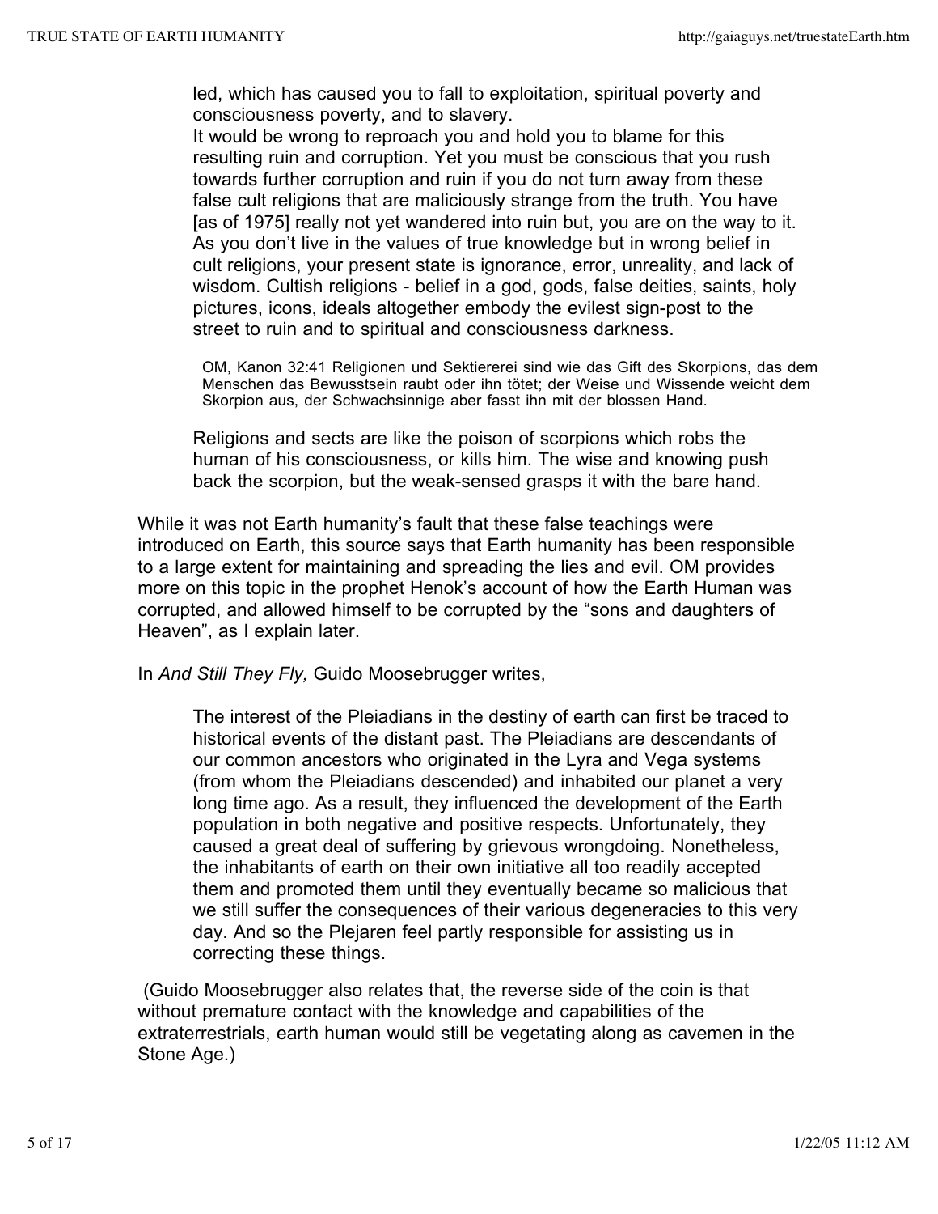led, which has caused you to fall to exploitation, spiritual poverty and consciousness poverty, and to slavery.
It would be wrong to reproach you and hold you to blame for this resulting ruin and corruption. Yet you must be conscious that you rush towards further corruption and ruin if you do not turn away from these false cult religions that are maliciously strange from the truth. You have [as of 1975] really not yet wandered into ruin but, you are on the way to it. As you don't live in the values of true knowledge but in wrong belief in cult religions, your present state is ignorance, error, unreality, and lack of wisdom. Cultish religions - belief in a god, gods, false deities, saints, holy pictures, icons, ideals altogether embody the evilest sign-post to the street to ruin and to spiritual and consciousness darkness.

> OM, Kanon 32:41 Religionen und Sektiererei sind wie das Gift des Skorpions, das dem Menschen das Bewusstsein raubt oder ihn tötet; der Weise und Wissende weicht dem Skorpion aus, der Schwachsinnige aber fasst ihn mit der blossen Hand.

Religions and sects are like the poison of scorpions which robs the human of his consciousness, or kills him. The wise and knowing push back the scorpion, but the weak-sensed grasps it with the bare hand.

While it was not Earth humanity's fault that these false teachings were introduced on Earth, this source says that Earth humanity has been responsible to a large extent for maintaining and spreading the lies and evil. OM provides more on this topic in the prophet Henok's account of how the Earth Human was corrupted, and allowed himself to be corrupted by the "sons and daughters of Heaven", as I explain later.

In *And Still They Fly,* Guido Moosebrugger writes,

> The interest of the Pleiadians in the destiny of earth can first be traced to historical events of the distant past. The Pleiadians are descendants of our common ancestors who originated in the Lyra and Vega systems (from whom the Pleiadians descended) and inhabited our planet a very long time ago. As a result, they influenced the development of the Earth population in both negative and positive respects. Unfortunately, they caused a great deal of suffering by grievous wrongdoing. Nonetheless, the inhabitants of earth on their own initiative all too readily accepted them and promoted them until they eventually became so malicious that we still suffer the consequences of their various degeneracies to this very day. And so the Plejaren feel partly responsible for assisting us in correcting these things.

(Guido Moosebrugger also relates that, the reverse side of the coin is that without premature contact with the knowledge and capabilities of the extraterrestrials, earth human would still be vegetating along as cavemen in the Stone Age.)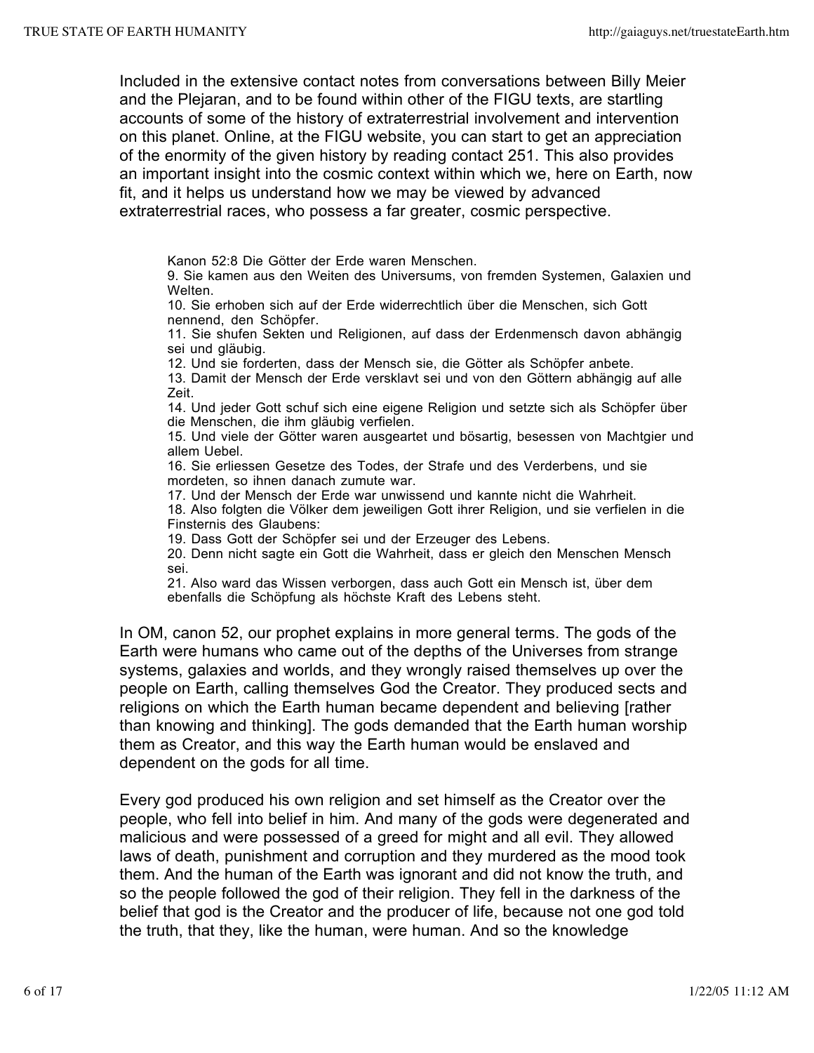Included in the extensive contact notes from conversations between Billy Meier and the Plejaran, and to be found within other of the FIGU texts, are startling accounts of some of the history of extraterrestrial involvement and intervention on this planet. Online, at the FIGU website, you can start to get an appreciation of the enormity of the given history by reading contact 251. This also provides an important insight into the cosmic context within which we, here on Earth, now fit, and it helps us understand how we may be viewed by advanced extraterrestrial races, who possess a far greater, cosmic perspective.

> Kanon 52:8 Die Götter der Erde waren Menschen.
> 9. Sie kamen aus den Weiten des Universums, von fremden Systemen, Galaxien und Welten.
> 10. Sie erhoben sich auf der Erde widerrechtlich über die Menschen, sich Gott nennend, den Schöpfer.
> 11. Sie shufen Sekten und Religionen, auf dass der Erdenmensch davon abhängig sei und gläubig.
> 12. Und sie forderten, dass der Mensch sie, die Götter als Schöpfer anbete.
> 13. Damit der Mensch der Erde versklavt sei und von den Göttern abhängig auf alle Zeit.
> 14. Und jeder Gott schuf sich eine eigene Religion und setzte sich als Schöpfer über die Menschen, die ihm gläubig verfielen.
> 15. Und viele der Götter waren ausgeartet und bösartig, besessen von Machtgier und allem Uebel.
> 16. Sie erliessen Gesetze des Todes, der Strafe und des Verderbens, und sie mordeten, so ihnen danach zumute war.
> 17. Und der Mensch der Erde war unwissend und kannte nicht die Wahrheit.
> 18. Also folgten die Völker dem jeweiligen Gott ihrer Religion, und sie verfielen in die Finsternis des Glaubens:
> 19. Dass Gott der Schöpfer sei und der Erzeuger des Lebens.
> 20. Denn nicht sagte ein Gott die Wahrheit, dass er gleich den Menschen Mensch sei.
> 21. Also ward das Wissen verborgen, dass auch Gott ein Mensch ist, über dem ebenfalls die Schöpfung als höchste Kraft des Lebens steht.

In OM, canon 52, our prophet explains in more general terms. The gods of the Earth were humans who came out of the depths of the Universes from strange systems, galaxies and worlds, and they wrongly raised themselves up over the people on Earth, calling themselves God the Creator. They produced sects and religions on which the Earth human became dependent and believing [rather than knowing and thinking]. The gods demanded that the Earth human worship them as Creator, and this way the Earth human would be enslaved and dependent on the gods for all time.

Every god produced his own religion and set himself as the Creator over the people, who fell into belief in him. And many of the gods were degenerated and malicious and were possessed of a greed for might and all evil. They allowed laws of death, punishment and corruption and they murdered as the mood took them. And the human of the Earth was ignorant and did not know the truth, and so the people followed the god of their religion. They fell in the darkness of the belief that god is the Creator and the producer of life, because not one god told the truth, that they, like the human, were human. And so the knowledge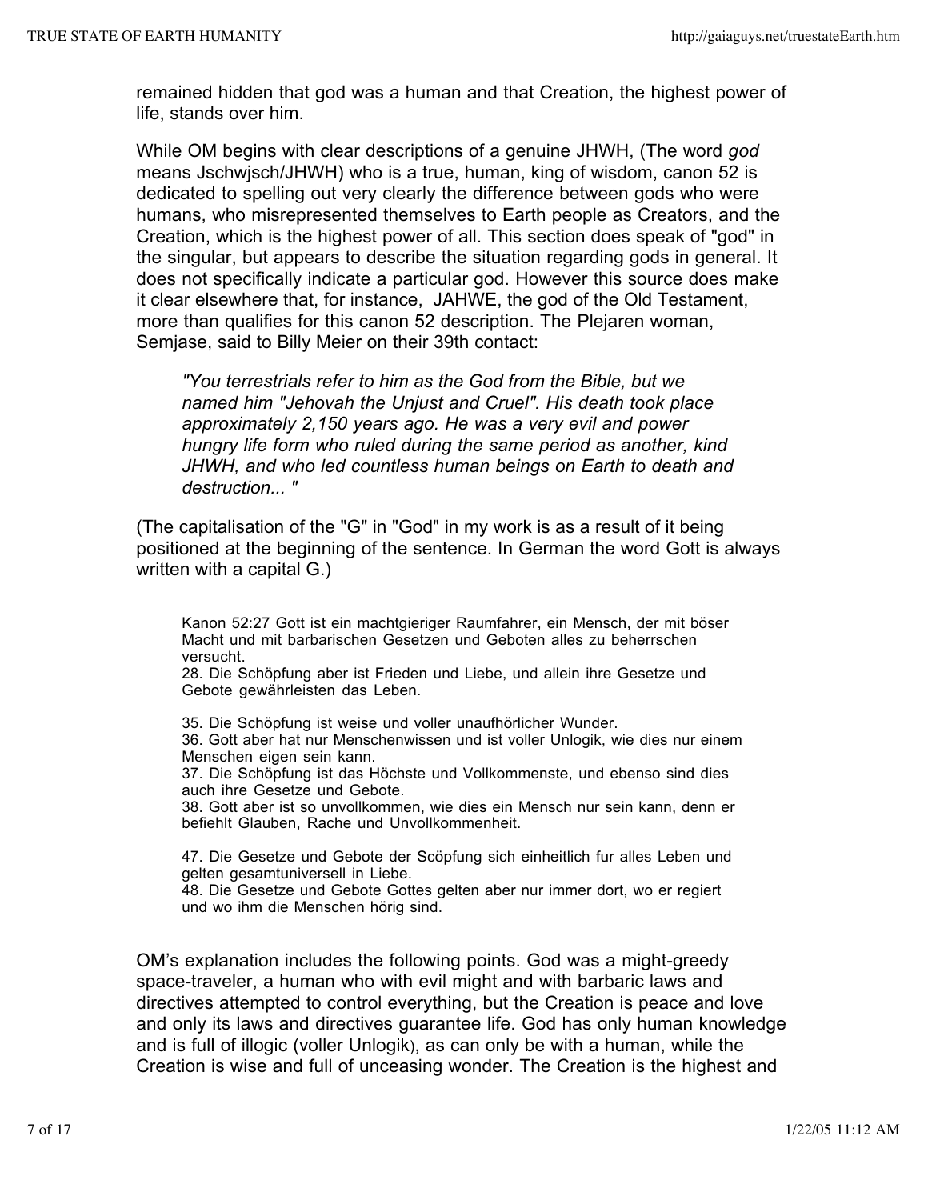remained hidden that god was a human and that Creation, the highest power of life, stands over him.

While OM begins with clear descriptions of a genuine JHWH, (The word *god* means Jschwjsch/JHWH) who is a true, human, king of wisdom, canon 52 is dedicated to spelling out very clearly the difference between gods who were humans, who misrepresented themselves to Earth people as Creators, and the Creation, which is the highest power of all. This section does speak of "god" in the singular, but appears to describe the situation regarding gods in general. It does not specifically indicate a particular god. However this source does make it clear elsewhere that, for instance, JAHWE, the god of the Old Testament, more than qualifies for this canon 52 description. The Plejaren woman, Semjase, said to Billy Meier on their 39th contact:

> *"You terrestrials refer to him as the God from the Bible, but we named him "Jehovah the Unjust and Cruel". His death took place approximately 2,150 years ago. He was a very evil and power hungry life form who ruled during the same period as another, kind JHWH, and who led countless human beings on Earth to death and destruction... "*

(The capitalisation of the "G" in "God" in my work is as a result of it being positioned at the beginning of the sentence. In German the word Gott is always written with a capital G.)

> Kanon 52:27 Gott ist ein machtgieriger Raumfahrer, ein Mensch, der mit böser Macht und mit barbarischen Gesetzen und Geboten alles zu beherrschen versucht.
> 28. Die Schöpfung aber ist Frieden und Liebe, und allein ihre Gesetze und Gebote gewährleisten das Leben.
>
> 35. Die Schöpfung ist weise und voller unaufhörlicher Wunder.
> 36. Gott aber hat nur Menschenwissen und ist voller Unlogik, wie dies nur einem Menschen eigen sein kann.
> 37. Die Schöpfung ist das Höchste und Vollkommenste, und ebenso sind dies auch ihre Gesetze und Gebote.
> 38. Gott aber ist so unvollkommen, wie dies ein Mensch nur sein kann, denn er befiehlt Glauben, Rache und Unvollkommenheit.
>
> 47. Die Gesetze und Gebote der Scöpfung sich einheitlich fur alles Leben und gelten gesamtuniversell in Liebe.
> 48. Die Gesetze und Gebote Gottes gelten aber nur immer dort, wo er regiert und wo ihm die Menschen hörig sind.

OM's explanation includes the following points. God was a might-greedy space-traveler, a human who with evil might and with barbaric laws and directives attempted to control everything, but the Creation is peace and love and only its laws and directives guarantee life. God has only human knowledge and is full of illogic (voller Unlogik), as can only be with a human, while the Creation is wise and full of unceasing wonder. The Creation is the highest and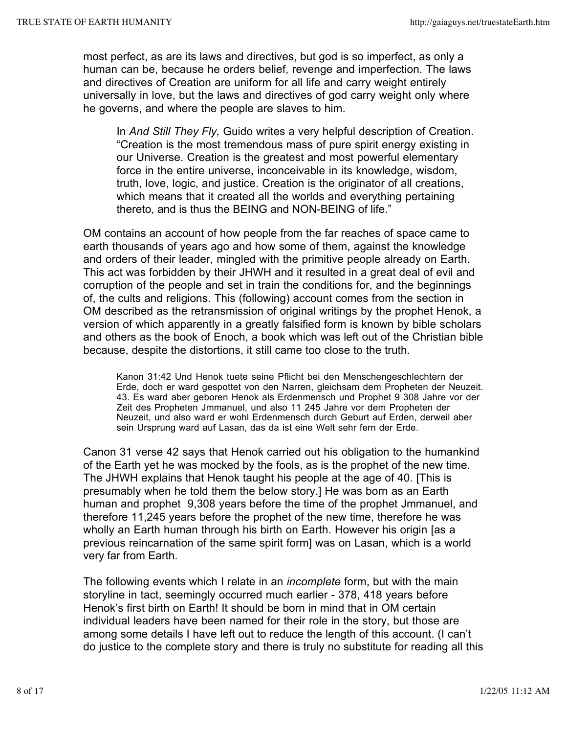most perfect, as are its laws and directives, but god is so imperfect, as only a human can be, because he orders belief, revenge and imperfection. The laws and directives of Creation are uniform for all life and carry weight entirely universally in love, but the laws and directives of god carry weight only where he governs, and where the people are slaves to him.

> In *And Still They Fly,* Guido writes a very helpful description of Creation. "Creation is the most tremendous mass of pure spirit energy existing in our Universe. Creation is the greatest and most powerful elementary force in the entire universe, inconceivable in its knowledge, wisdom, truth, love, logic, and justice. Creation is the originator of all creations, which means that it created all the worlds and everything pertaining thereto, and is thus the BEING and NON-BEING of life."

OM contains an account of how people from the far reaches of space came to earth thousands of years ago and how some of them, against the knowledge and orders of their leader, mingled with the primitive people already on Earth. This act was forbidden by their JHWH and it resulted in a great deal of evil and corruption of the people and set in train the conditions for, and the beginnings of, the cults and religions. This (following) account comes from the section in OM described as the retransmission of original writings by the prophet Henok, a version of which apparently in a greatly falsified form is known by bible scholars and others as the book of Enoch, a book which was left out of the Christian bible because, despite the distortions, it still came too close to the truth.

> Kanon 31:42 Und Henok tuete seine Pflicht bei den Menschengeschlechtern der Erde, doch er ward gespottet von den Narren, gleichsam dem Propheten der Neuzeit. 43. Es ward aber geboren Henok als Erdenmensch und Prophet 9 308 Jahre vor der Zeit des Propheten Jmmanuel, und also 11 245 Jahre vor dem Propheten der Neuzeit, und also ward er wohl Erdenmensch durch Geburt auf Erden, derweil aber sein Ursprung ward auf Lasan, das da ist eine Welt sehr fern der Erde.

Canon 31 verse 42 says that Henok carried out his obligation to the humankind of the Earth yet he was mocked by the fools, as is the prophet of the new time. The JHWH explains that Henok taught his people at the age of 40. [This is presumably when he told them the below story.] He was born as an Earth human and prophet 9,308 years before the time of the prophet Jmmanuel, and therefore 11,245 years before the prophet of the new time, therefore he was wholly an Earth human through his birth on Earth. However his origin [as a previous reincarnation of the same spirit form] was on Lasan, which is a world very far from Earth.

The following events which I relate in an *incomplete* form, but with the main storyline in tact, seemingly occurred much earlier - 378, 418 years before Henok's first birth on Earth! It should be born in mind that in OM certain individual leaders have been named for their role in the story, but those are among some details I have left out to reduce the length of this account. (I can't do justice to the complete story and there is truly no substitute for reading all this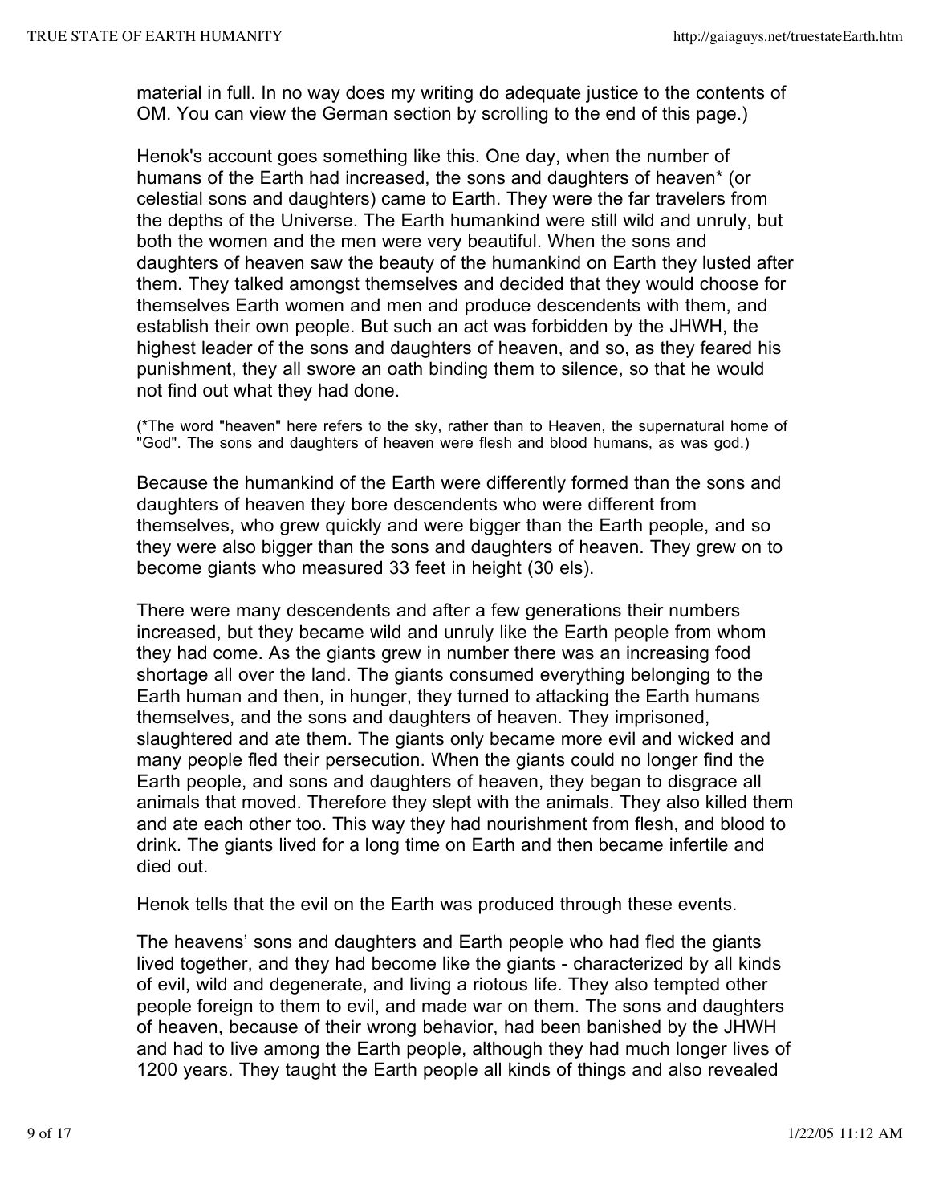material in full. In no way does my writing do adequate justice to the contents of OM. You can view the German section by scrolling to the end of this page.)

Henok's account goes something like this. One day, when the number of humans of the Earth had increased, the sons and daughters of heaven* (or celestial sons and daughters) came to Earth. They were the far travelers from the depths of the Universe. The Earth humankind were still wild and unruly, but both the women and the men were very beautiful. When the sons and daughters of heaven saw the beauty of the humankind on Earth they lusted after them. They talked amongst themselves and decided that they would choose for themselves Earth women and men and produce descendents with them, and establish their own people. But such an act was forbidden by the JHWH, the highest leader of the sons and daughters of heaven, and so, as they feared his punishment, they all swore an oath binding them to silence, so that he would not find out what they had done.

(*The word "heaven" here refers to the sky, rather than to Heaven, the supernatural home of "God". The sons and daughters of heaven were flesh and blood humans, as was god.)

Because the humankind of the Earth were differently formed than the sons and daughters of heaven they bore descendents who were different from themselves, who grew quickly and were bigger than the Earth people, and so they were also bigger than the sons and daughters of heaven. They grew on to become giants who measured 33 feet in height (30 els).

There were many descendents and after a few generations their numbers increased, but they became wild and unruly like the Earth people from whom they had come. As the giants grew in number there was an increasing food shortage all over the land. The giants consumed everything belonging to the Earth human and then, in hunger, they turned to attacking the Earth humans themselves, and the sons and daughters of heaven. They imprisoned, slaughtered and ate them. The giants only became more evil and wicked and many people fled their persecution. When the giants could no longer find the Earth people, and sons and daughters of heaven, they began to disgrace all animals that moved. Therefore they slept with the animals. They also killed them and ate each other too. This way they had nourishment from flesh, and blood to drink. The giants lived for a long time on Earth and then became infertile and died out.

Henok tells that the evil on the Earth was produced through these events.

The heavens' sons and daughters and Earth people who had fled the giants lived together, and they had become like the giants - characterized by all kinds of evil, wild and degenerate, and living a riotous life. They also tempted other people foreign to them to evil, and made war on them. The sons and daughters of heaven, because of their wrong behavior, had been banished by the JHWH and had to live among the Earth people, although they had much longer lives of 1200 years. They taught the Earth people all kinds of things and also revealed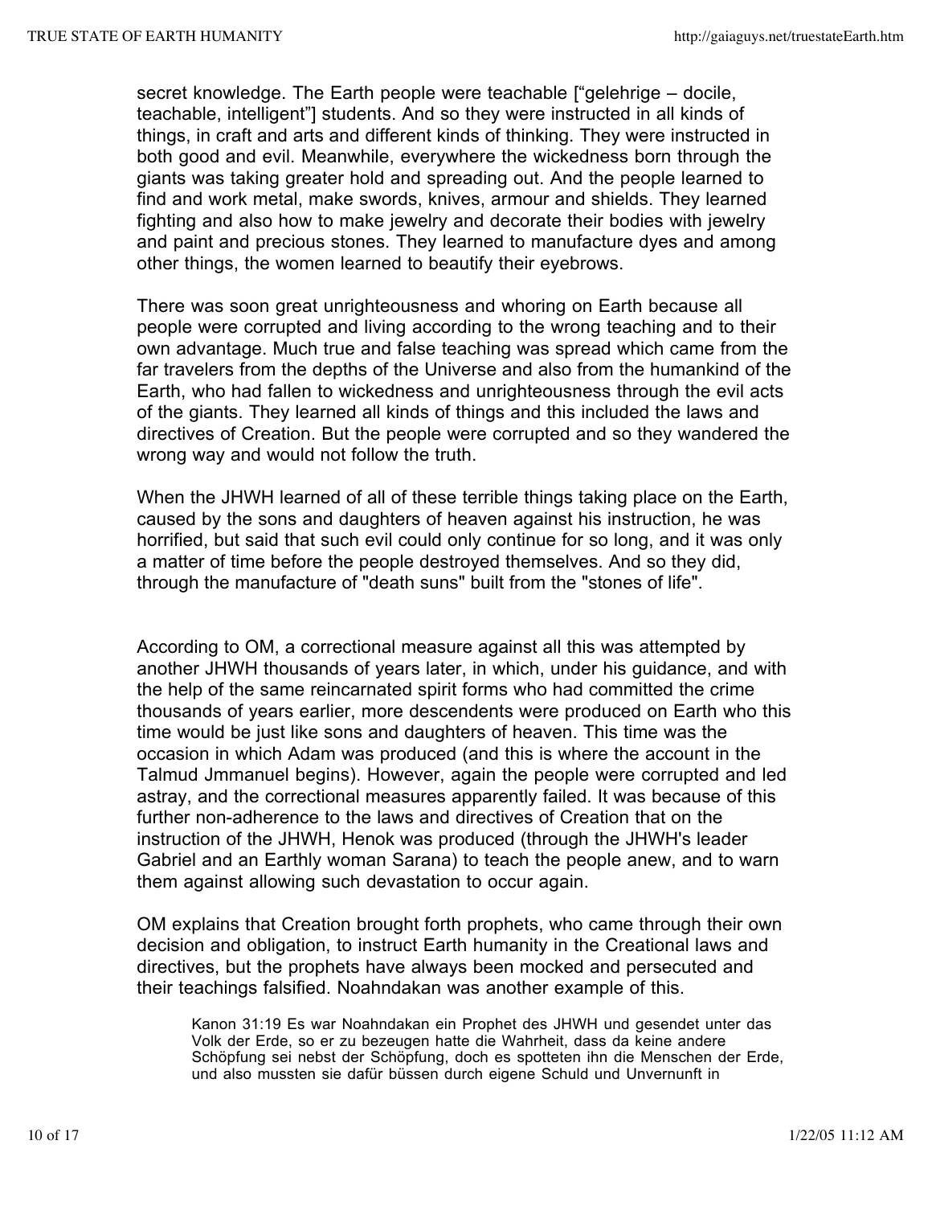secret knowledge. The Earth people were teachable ["gelehrige – docile, teachable, intelligent"] students. And so they were instructed in all kinds of things, in craft and arts and different kinds of thinking. They were instructed in both good and evil. Meanwhile, everywhere the wickedness born through the giants was taking greater hold and spreading out. And the people learned to find and work metal, make swords, knives, armour and shields. They learned fighting and also how to make jewelry and decorate their bodies with jewelry and paint and precious stones. They learned to manufacture dyes and among other things, the women learned to beautify their eyebrows.

There was soon great unrighteousness and whoring on Earth because all people were corrupted and living according to the wrong teaching and to their own advantage. Much true and false teaching was spread which came from the far travelers from the depths of the Universe and also from the humankind of the Earth, who had fallen to wickedness and unrighteousness through the evil acts of the giants. They learned all kinds of things and this included the laws and directives of Creation. But the people were corrupted and so they wandered the wrong way and would not follow the truth.

When the JHWH learned of all of these terrible things taking place on the Earth, caused by the sons and daughters of heaven against his instruction, he was horrified, but said that such evil could only continue for so long, and it was only a matter of time before the people destroyed themselves. And so they did, through the manufacture of "death suns" built from the "stones of life".

According to OM, a correctional measure against all this was attempted by another JHWH thousands of years later, in which, under his guidance, and with the help of the same reincarnated spirit forms who had committed the crime thousands of years earlier, more descendents were produced on Earth who this time would be just like sons and daughters of heaven. This time was the occasion in which Adam was produced (and this is where the account in the Talmud Jmmanuel begins). However, again the people were corrupted and led astray, and the correctional measures apparently failed. It was because of this further non-adherence to the laws and directives of Creation that on the instruction of the JHWH, Henok was produced (through the JHWH's leader Gabriel and an Earthly woman Sarana) to teach the people anew, and to warn them against allowing such devastation to occur again.

OM explains that Creation brought forth prophets, who came through their own decision and obligation, to instruct Earth humanity in the Creational laws and directives, but the prophets have always been mocked and persecuted and their teachings falsified. Noahndakan was another example of this.

> Kanon 31:19 Es war Noahndakan ein Prophet des JHWH und gesendet unter das Volk der Erde, so er zu bezeugen hatte die Wahrheit, dass da keine andere Schöpfung sei nebst der Schöpfung, doch es spotteten ihn die Menschen der Erde, und also mussten sie dafür büssen durch eigene Schuld und Unvernunft in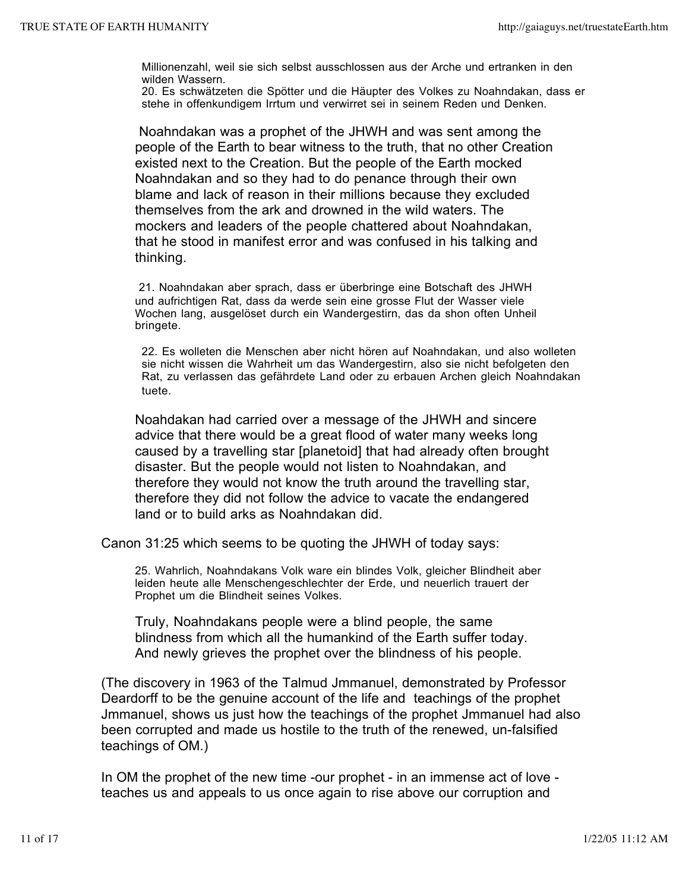> Millionenzahl, weil sie sich selbst ausschlossen aus der Arche und ertranken in den wilden Wassern.
> 20. Es schwätzeten die Spötter und die Häupter des Volkes zu Noahndakan, dass er stehe in offenkundigem Irrtum und verwirret sei in seinem Reden und Denken.

> Noahndakan was a prophet of the JHWH and was sent among the people of the Earth to bear witness to the truth, that no other Creation existed next to the Creation. But the people of the Earth mocked Noahndakan and so they had to do penance through their own blame and lack of reason in their millions because they excluded themselves from the ark and drowned in the wild waters. The mockers and leaders of the people chattered about Noahndakan, that he stood in manifest error and was confused in his talking and thinking.

> 21. Noahndakan aber sprach, dass er überbringe eine Botschaft des JHWH und aufrichtigen Rat, dass da werde sein eine grosse Flut der Wasser viele Wochen lang, ausgelöset durch ein Wandergestirn, das da shon often Unheil bringete.

> 22. Es wolleten die Menschen aber nicht hören auf Noahndakan, und also wolleten sie nicht wissen die Wahrheit um das Wandergestirn, also sie nicht befolgeten den Rat, zu verlassen das gefährdete Land oder zu erbauen Archen gleich Noahndakan tuete.

> Noahdakan had carried over a message of the JHWH and sincere advice that there would be a great flood of water many weeks long caused by a travelling star [planetoid] that had already often brought disaster. But the people would not listen to Noahndakan, and therefore they would not know the truth around the travelling star, therefore they did not follow the advice to vacate the endangered land or to build arks as Noahndakan did.

Canon 31:25 which seems to be quoting the JHWH of today says:

> 25. Wahrlich, Noahndakans Volk ware ein blindes Volk, gleicher Blindheit aber leiden heute alle Menschengeschlechter der Erde, und neuerlich trauert der Prophet um die Blindheit seines Volkes.

> Truly, Noahndakans people were a blind people, the same blindness from which all the humankind of the Earth suffer today. And newly grieves the prophet over the blindness of his people.

(The discovery in 1963 of the Talmud Jmmanuel, demonstrated by Professor Deardorff to be the genuine account of the life and teachings of the prophet Jmmanuel, shows us just how the teachings of the prophet Jmmanuel had also been corrupted and made us hostile to the truth of the renewed, un-falsified teachings of OM.)

In OM the prophet of the new time -our prophet - in an immense act of love - teaches us and appeals to us once again to rise above our corruption and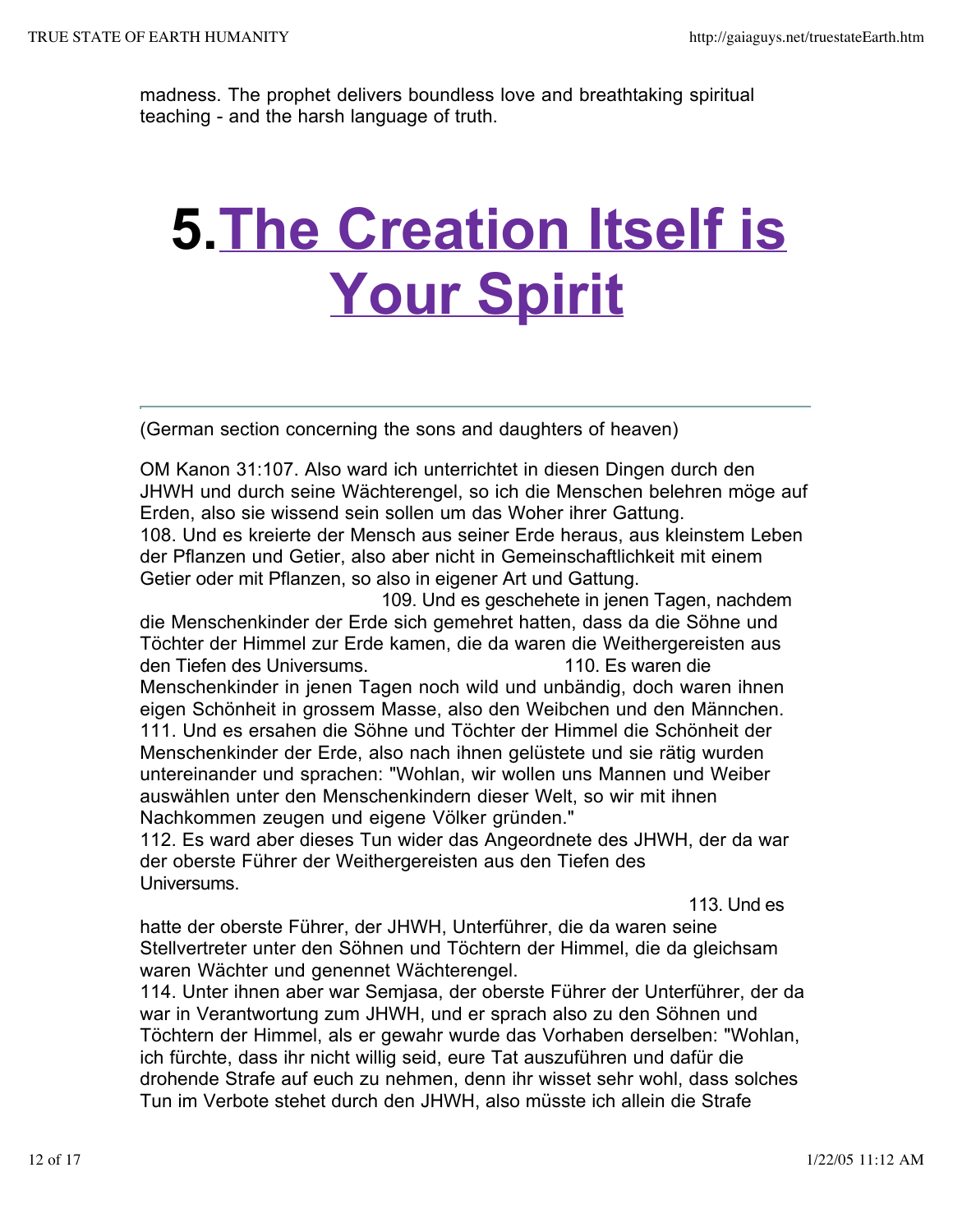madness. The prophet delivers boundless love and breathtaking spiritual teaching - and the harsh language of truth.

# 5. The Creation Itself is Your Spirit

---

(German section concerning the sons and daughters of heaven)

OM Kanon 31:107. Also ward ich unterrichtet in diesen Dingen durch den JHWH und durch seine Wächterengel, so ich die Menschen belehren möge auf Erden, also sie wissend sein sollen um das Woher ihrer Gattung.
108. Und es kreierte der Mensch aus seiner Erde heraus, aus kleinstem Leben der Pflanzen und Getier, also aber nicht in Gemeinschaftlichkeit mit einem Getier oder mit Pflanzen, so also in eigener Art und Gattung.
109. Und es geschehete in jenen Tagen, nachdem die Menschenkinder der Erde sich gemehret hatten, dass da die Söhne und Töchter der Himmel zur Erde kamen, die da waren die Weithergereisten aus den Tiefen des Universums. 110. Es waren die Menschenkinder in jenen Tagen noch wild und unbändig, doch waren ihnen eigen Schönheit in grossem Masse, also den Weibchen und den Männchen.
111. Und es ersahen die Söhne und Töchter der Himmel die Schönheit der Menschenkinder der Erde, also nach ihnen gelüstete und sie rätig wurden untereinander und sprachen: "Wohlan, wir wollen uns Mannen und Weiber auswählen unter den Menschenkindern dieser Welt, so wir mit ihnen Nachkommen zeugen und eigene Völker gründen."
112. Es ward aber dieses Tun wider das Angeordnete des JHWH, der da war der oberste Führer der Weithergereisten aus den Tiefen des Universums.
113. Und es hatte der oberste Führer, der JHWH, Unterführer, die da waren seine Stellvertreter unter den Söhnen und Töchtern der Himmel, die da gleichsam waren Wächter und genennet Wächterengel.
114. Unter ihnen aber war Semjasa, der oberste Führer der Unterführer, der da war in Verantwortung zum JHWH, und er sprach also zu den Söhnen und Töchtern der Himmel, als er gewahr wurde das Vorhaben derselben: "Wohlan, ich fürchte, dass ihr nicht willig seid, eure Tat auszuführen und dafür die drohende Strafe auf euch zu nehmen, denn ihr wisset sehr wohl, dass solches Tun im Verbote stehet durch den JHWH, also müsste ich allein die Strafe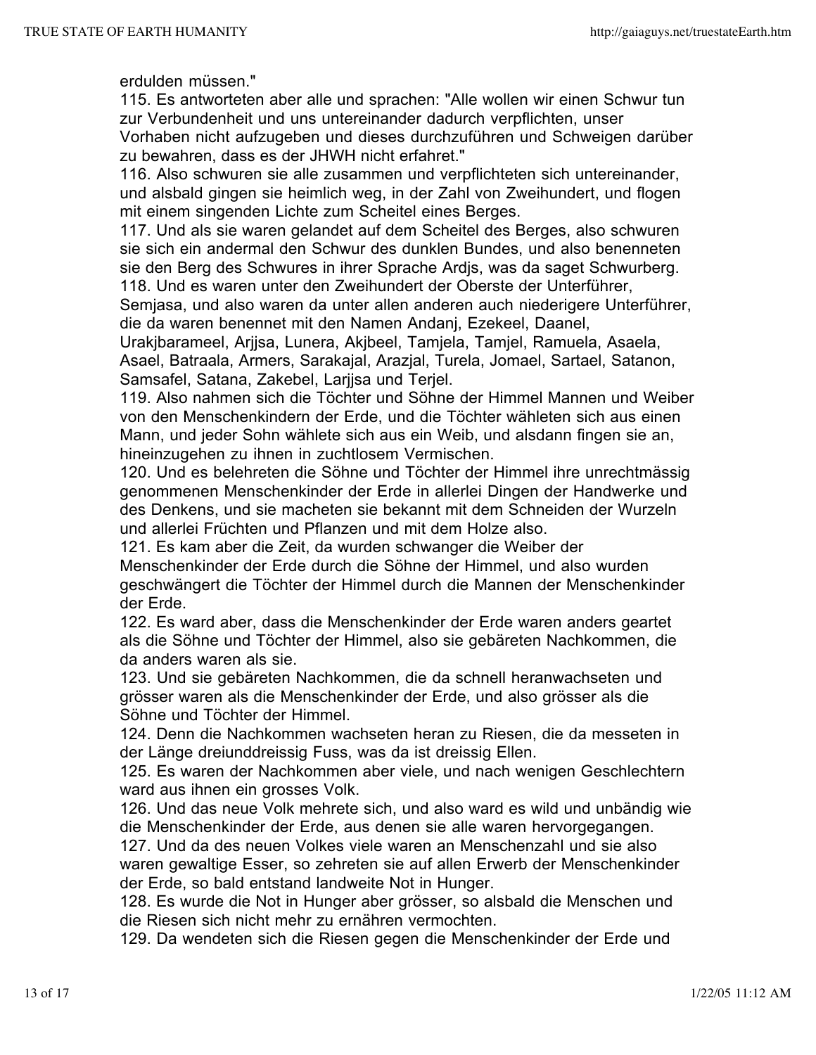erdulden müssen."

115. Es antworteten aber alle und sprachen: "Alle wollen wir einen Schwur tun zur Verbundenheit und uns untereinander dadurch verpflichten, unser Vorhaben nicht aufzugeben und dieses durchzuführen und Schweigen darüber zu bewahren, dass es der JHWH nicht erfahret."

116. Also schwuren sie alle zusammen und verpflichteten sich untereinander, und alsbald gingen sie heimlich weg, in der Zahl von Zweihundert, und flogen mit einem singenden Lichte zum Scheitel eines Berges.

117. Und als sie waren gelandet auf dem Scheitel des Berges, also schwuren sie sich ein andermal den Schwur des dunklen Bundes, und also benenneten sie den Berg des Schwures in ihrer Sprache Ardjs, was da saget Schwurberg.

118. Und es waren unter den Zweihundert der Oberste der Unterführer, Semjasa, und also waren da unter allen anderen auch niederigere Unterführer, die da waren benennet mit den Namen Andanj, Ezekeel, Daanel, Urakjbarameel, Arjjsa, Lunera, Akjbeel, Tamjela, Tamjel, Ramuela, Asaela, Asael, Batraala, Armers, Sarakajal, Arazjal, Turela, Jomael, Sartael, Satanon, Samsafel, Satana, Zakebel, Larjjsa und Terjel.

119. Also nahmen sich die Töchter und Söhne der Himmel Mannen und Weiber von den Menschenkindern der Erde, und die Töchter wähleten sich aus einen Mann, und jeder Sohn wählete sich aus ein Weib, und alsdann fingen sie an, hineinzugehen zu ihnen in zuchtlosem Vermischen.

120. Und es belehreten die Söhne und Töchter der Himmel ihre unrechtmässig genommenen Menschenkinder der Erde in allerlei Dingen der Handwerke und des Denkens, und sie macheten sie bekannt mit dem Schneiden der Wurzeln und allerlei Früchten und Pflanzen und mit dem Holze also.

121. Es kam aber die Zeit, da wurden schwanger die Weiber der Menschenkinder der Erde durch die Söhne der Himmel, und also wurden geschwängert die Töchter der Himmel durch die Mannen der Menschenkinder der Erde.

122. Es ward aber, dass die Menschenkinder der Erde waren anders geartet als die Söhne und Töchter der Himmel, also sie gebäreten Nachkommen, die da anders waren als sie.

123. Und sie gebäreten Nachkommen, die da schnell heranwachseten und grösser waren als die Menschenkinder der Erde, und also grösser als die Söhne und Töchter der Himmel.

124. Denn die Nachkommen wachseten heran zu Riesen, die da messeten in der Länge dreiunddreissig Fuss, was da ist dreissig Ellen.

125. Es waren der Nachkommen aber viele, und nach wenigen Geschlechtern ward aus ihnen ein grosses Volk.

126. Und das neue Volk mehrete sich, und also ward es wild und unbändig wie die Menschenkinder der Erde, aus denen sie alle waren hervorgegangen.

127. Und da des neuen Volkes viele waren an Menschenzahl und sie also waren gewaltige Esser, so zehreten sie auf allen Erwerb der Menschenkinder der Erde, so bald entstand landweite Not in Hunger.

128. Es wurde die Not in Hunger aber grösser, so alsbald die Menschen und die Riesen sich nicht mehr zu ernähren vermochten.

129. Da wendeten sich die Riesen gegen die Menschenkinder der Erde und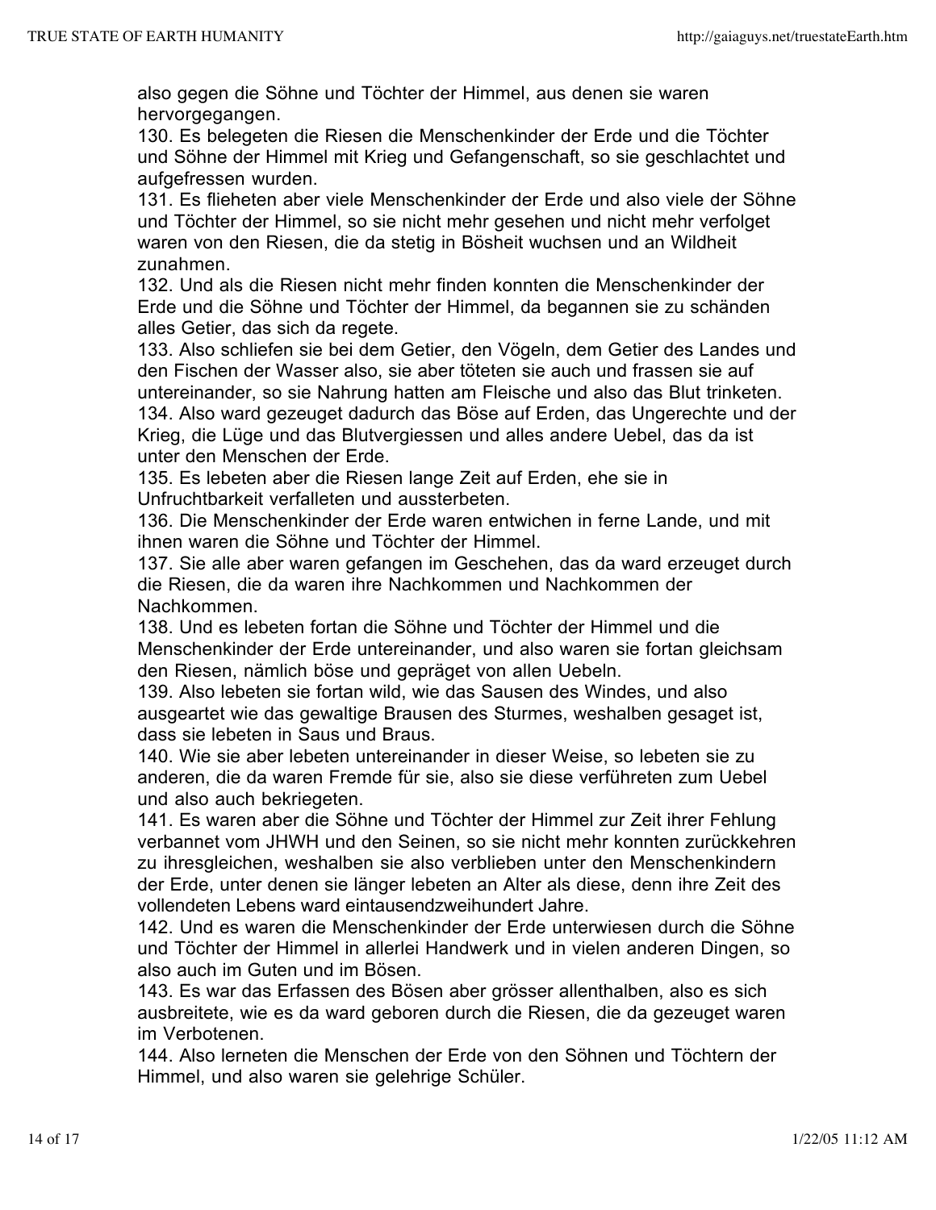also gegen die Söhne und Töchter der Himmel, aus denen sie waren hervorgegangen.

130. Es belegeten die Riesen die Menschenkinder der Erde und die Töchter und Söhne der Himmel mit Krieg und Gefangenschaft, so sie geschlachtet und aufgefressen wurden.

131. Es flieheten aber viele Menschenkinder der Erde und also viele der Söhne und Töchter der Himmel, so sie nicht mehr gesehen und nicht mehr verfolget waren von den Riesen, die da stetig in Bösheit wuchsen und an Wildheit zunahmen.

132. Und als die Riesen nicht mehr finden konnten die Menschenkinder der Erde und die Söhne und Töchter der Himmel, da begannen sie zu schänden alles Getier, das sich da regete.

133. Also schliefen sie bei dem Getier, den Vögeln, dem Getier des Landes und den Fischen der Wasser also, sie aber töteten sie auch und frassen sie auf untereinander, so sie Nahrung hatten am Fleische und also das Blut trinketen.

134. Also ward gezeuget dadurch das Böse auf Erden, das Ungerechte und der Krieg, die Lüge und das Blutvergiessen und alles andere Uebel, das da ist unter den Menschen der Erde.

135. Es lebeten aber die Riesen lange Zeit auf Erden, ehe sie in Unfruchtbarkeit verfalleten und aussterbeten.

136. Die Menschenkinder der Erde waren entwichen in ferne Lande, und mit ihnen waren die Söhne und Töchter der Himmel.

137. Sie alle aber waren gefangen im Geschehen, das da ward erzeuget durch die Riesen, die da waren ihre Nachkommen und Nachkommen der Nachkommen.

138. Und es lebeten fortan die Söhne und Töchter der Himmel und die Menschenkinder der Erde untereinander, und also waren sie fortan gleichsam den Riesen, nämlich böse und gepräget von allen Uebeln.

139. Also lebeten sie fortan wild, wie das Sausen des Windes, und also ausgeartet wie das gewaltige Brausen des Sturmes, weshalben gesaget ist, dass sie lebeten in Saus und Braus.

140. Wie sie aber lebeten untereinander in dieser Weise, so lebeten sie zu anderen, die da waren Fremde für sie, also sie diese verführeten zum Uebel und also auch bekriegeten.

141. Es waren aber die Söhne und Töchter der Himmel zur Zeit ihrer Fehlung verbannet vom JHWH und den Seinen, so sie nicht mehr konnten zurückkehren zu ihresgleichen, weshalben sie also verblieben unter den Menschenkindern der Erde, unter denen sie länger lebeten an Alter als diese, denn ihre Zeit des vollendeten Lebens ward eintausendzweihundert Jahre.

142. Und es waren die Menschenkinder der Erde unterwiesen durch die Söhne und Töchter der Himmel in allerlei Handwerk und in vielen anderen Dingen, so also auch im Guten und im Bösen.

143. Es war das Erfassen des Bösen aber grösser allenthalben, also es sich ausbreitete, wie es da ward geboren durch die Riesen, die da gezeuget waren im Verbotenen.

144. Also lerneten die Menschen der Erde von den Söhnen und Töchtern der Himmel, und also waren sie gelehrige Schüler.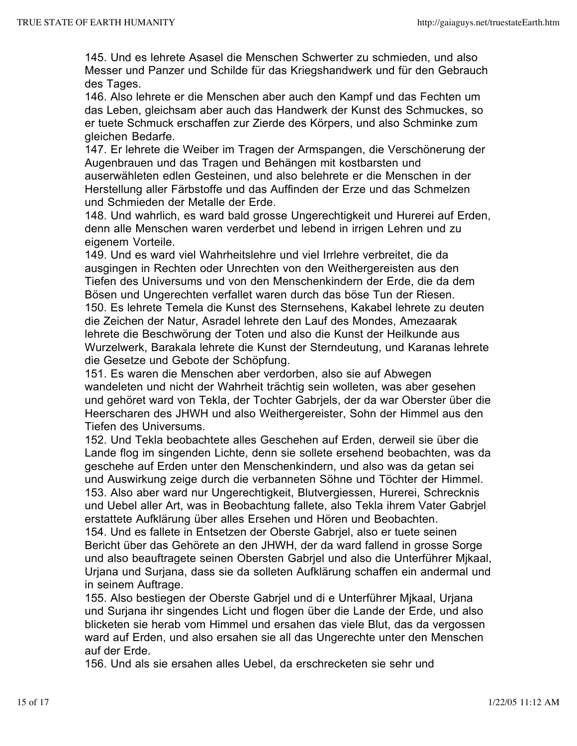145. Und es lehrete Asasel die Menschen Schwerter zu schmieden, und also Messer und Panzer und Schilde für das Kriegshandwerk und für den Gebrauch des Tages.
146. Also lehrete er die Menschen aber auch den Kampf und das Fechten um das Leben, gleichsam aber auch das Handwerk der Kunst des Schmuckes, so er tuete Schmuck erschaffen zur Zierde des Körpers, und also Schminke zum gleichen Bedarfe.
147. Er lehrete die Weiber im Tragen der Armspangen, die Verschönerung der Augenbrauen und das Tragen und Behängen mit kostbarsten und auserwähleten edlen Gesteinen, und also belehrete er die Menschen in der Herstellung aller Färbstoffe und das Auffinden der Erze und das Schmelzen und Schmieden der Metalle der Erde.
148. Und wahrlich, es ward bald grosse Ungerechtigkeit und Hurerei auf Erden, denn alle Menschen waren verderbet und lebend in irrigen Lehren und zu eigenem Vorteile.
149. Und es ward viel Wahrheitslehre und viel Irrlehre verbreitet, die da ausgingen in Rechten oder Unrechten von den Weithergereisten aus den Tiefen des Universums und von den Menschenkindern der Erde, die da dem Bösen und Ungerechten verfallet waren durch das böse Tun der Riesen.
150. Es lehrete Temela die Kunst des Sternsehens, Kakabel lehrete zu deuten die Zeichen der Natur, Asradel lehrete den Lauf des Mondes, Amezaarak lehrete die Beschwörung der Toten und also die Kunst der Heilkunde aus Wurzelwerk, Barakala lehrete die Kunst der Sterndeutung, und Karanas lehrete die Gesetze und Gebote der Schöpfung.
151. Es waren die Menschen aber verdorben, also sie auf Abwegen wandeleten und nicht der Wahrheit trächtig sein wolleten, was aber gesehen und gehöret ward von Tekla, der Tochter Gabrjels, der da war Oberster über die Heerscharen des JHWH und also Weithergereister, Sohn der Himmel aus den Tiefen des Universums.
152. Und Tekla beobachtete alles Geschehen auf Erden, derweil sie über die Lande flog im singenden Lichte, denn sie sollete ersehend beobachten, was da geschehe auf Erden unter den Menschenkindern, und also was da getan sei und Auswirkung zeige durch die verbanneten Söhne und Töchter der Himmel.
153. Also aber ward nur Ungerechtigkeit, Blutvergiessen, Hurerei, Schrecknis und Uebel aller Art, was in Beobachtung fallete, also Tekla ihrem Vater Gabrjel erstattete Aufklärung über alles Ersehen und Hören und Beobachten.
154. Und es fallete in Entsetzen der Oberste Gabrjel, also er tuete seinen Bericht über das Gehörete an den JHWH, der da ward fallend in grosse Sorge und also beauftragete seinen Obersten Gabrjel und also die Unterführer Mjkaal, Urjana und Surjana, dass sie da solleten Aufklärung schaffen ein andermal und in seinem Auftrage.
155. Also bestiegen der Oberste Gabrjel und di e Unterführer Mjkaal, Urjana und Surjana ihr singendes Licht und flogen über die Lande der Erde, und also blicketen sie herab vom Himmel und ersahen das viele Blut, das da vergossen ward auf Erden, und also ersahen sie all das Ungerechte unter den Menschen auf der Erde.
156. Und als sie ersahen alles Uebel, da erschrecketen sie sehr und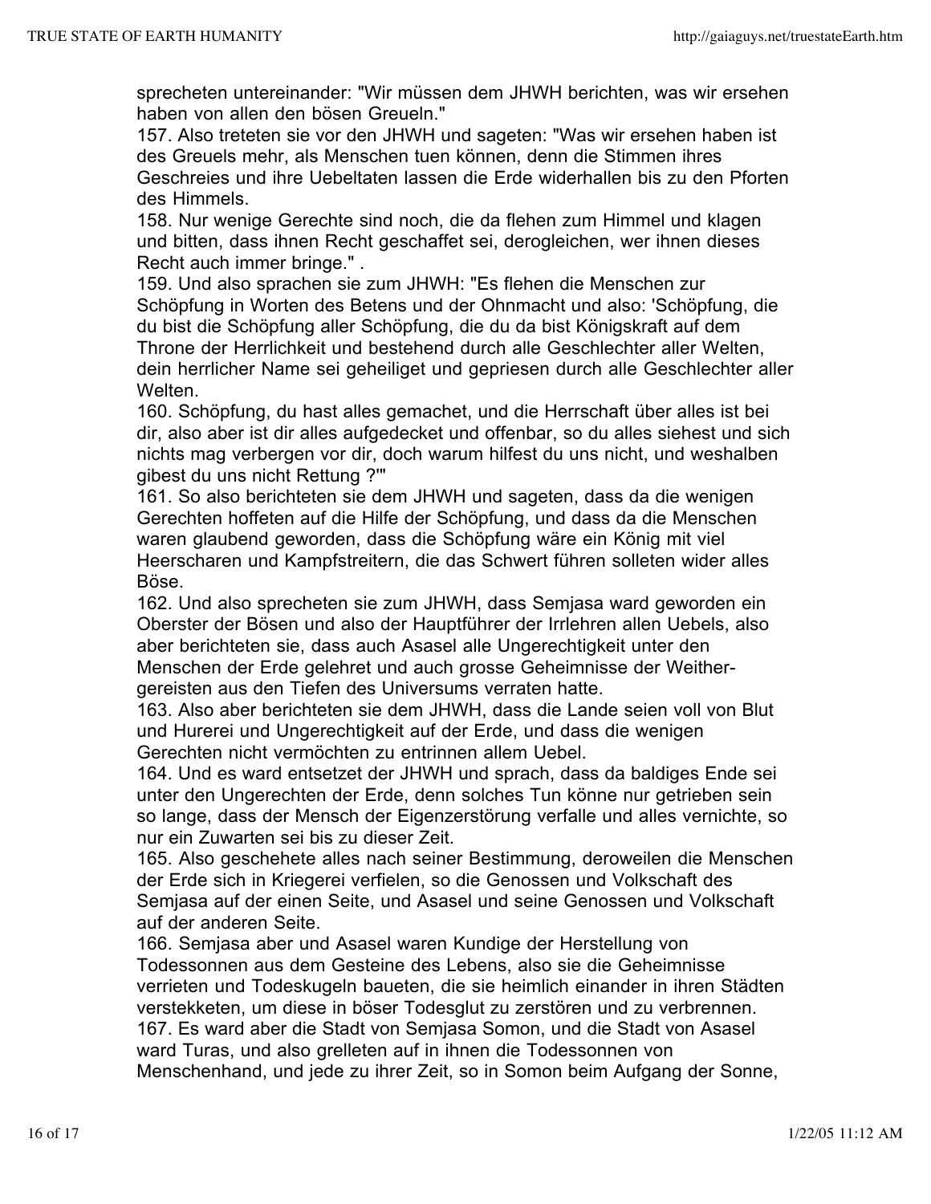sprecheten untereinander: "Wir müssen dem JHWH berichten, was wir ersehen haben von allen den bösen Greueln."

157. Also treteten sie vor den JHWH und sageten: "Was wir ersehen haben ist des Greuels mehr, als Menschen tuen können, denn die Stimmen ihres Geschreies und ihre Uebeltaten lassen die Erde widerhallen bis zu den Pforten des Himmels.

158. Nur wenige Gerechte sind noch, die da flehen zum Himmel und klagen und bitten, dass ihnen Recht geschaffet sei, derogleichen, wer ihnen dieses Recht auch immer bringe." .

159. Und also sprachen sie zum JHWH: "Es flehen die Menschen zur Schöpfung in Worten des Betens und der Ohnmacht und also: 'Schöpfung, die du bist die Schöpfung aller Schöpfung, die du da bist Königskraft auf dem Throne der Herrlichkeit und bestehend durch alle Geschlechter aller Welten, dein herrlicher Name sei geheiliget und gepriesen durch alle Geschlechter aller Welten.

160. Schöpfung, du hast alles gemachet, und die Herrschaft über alles ist bei dir, also aber ist dir alles aufgedecket und offenbar, so du alles siehest und sich nichts mag verbergen vor dir, doch warum hilfest du uns nicht, und weshalben gibest du uns nicht Rettung ?'"

161. So also berichteten sie dem JHWH und sageten, dass da die wenigen Gerechten hoffeten auf die Hilfe der Schöpfung, und dass da die Menschen waren glaubend geworden, dass die Schöpfung wäre ein König mit viel Heerscharen und Kampfstreitern, die das Schwert führen solleten wider alles Böse.

162. Und also sprecheten sie zum JHWH, dass Semjasa ward geworden ein Oberster der Bösen und also der Hauptführer der Irrlehren allen Uebels, also aber berichteten sie, dass auch Asasel alle Ungerechtigkeit unter den Menschen der Erde gelehret und auch grosse Geheimnisse der Weithergereisten aus den Tiefen des Universums verraten hatte.

163. Also aber berichteten sie dem JHWH, dass die Lande seien voll von Blut und Hurerei und Ungerechtigkeit auf der Erde, und dass die wenigen Gerechten nicht vermöchten zu entrinnen allem Uebel.

164. Und es ward entsetzet der JHWH und sprach, dass da baldiges Ende sei unter den Ungerechten der Erde, denn solches Tun könne nur getrieben sein so lange, dass der Mensch der Eigenzerstörung verfalle und alles vernichte, so nur ein Zuwarten sei bis zu dieser Zeit.

165. Also geschehete alles nach seiner Bestimmung, deroweilen die Menschen der Erde sich in Kriegerei verfielen, so die Genossen und Volkschaft des Semjasa auf der einen Seite, und Asasel und seine Genossen und Volkschaft auf der anderen Seite.

166. Semjasa aber und Asasel waren Kundige der Herstellung von Todessonnen aus dem Gesteine des Lebens, also sie die Geheimnisse verrieten und Todeskugeln baueten, die sie heimlich einander in ihren Städten verstekketen, um diese in böser Todesglut zu zerstören und zu verbrennen.

167. Es ward aber die Stadt von Semjasa Somon, und die Stadt von Asasel ward Turas, und also grelleten auf in ihnen die Todessonnen von Menschenhand, und jede zu ihrer Zeit, so in Somon beim Aufgang der Sonne,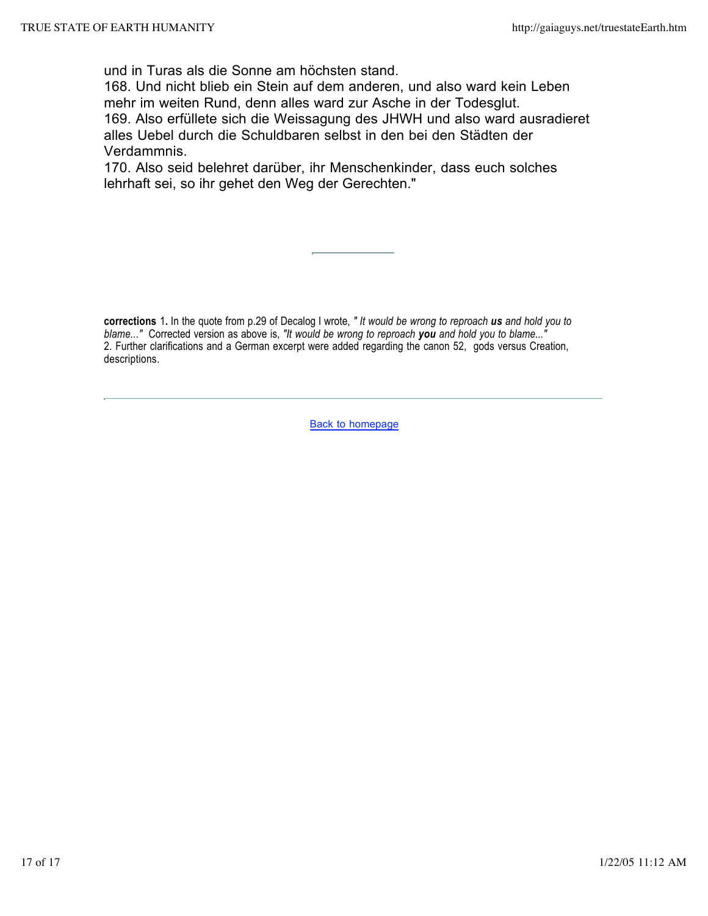und in Turas als die Sonne am höchsten stand.
168. Und nicht blieb ein Stein auf dem anderen, und also ward kein Leben mehr im weiten Rund, denn alles ward zur Asche in der Todesglut.
169. Also erfüllete sich die Weissagung des JHWH und also ward ausradieret alles Uebel durch die Schuldbaren selbst in den bei den Städten der Verdammnis.
170. Also seid belehret darüber, ihr Menschenkinder, dass euch solches lehrhaft sei, so ihr gehet den Weg der Gerechten."

---

**corrections** 1**.** In the quote from p.29 of Decalog I wrote, *" It would be wrong to reproach **us** and hold you to blame..."* Corrected version as above is, *"It would be wrong to reproach **you** and hold you to blame..."*
2. Further clarifications and a German excerpt were added regarding the canon 52, gods versus Creation, descriptions.

---

Back to homepage